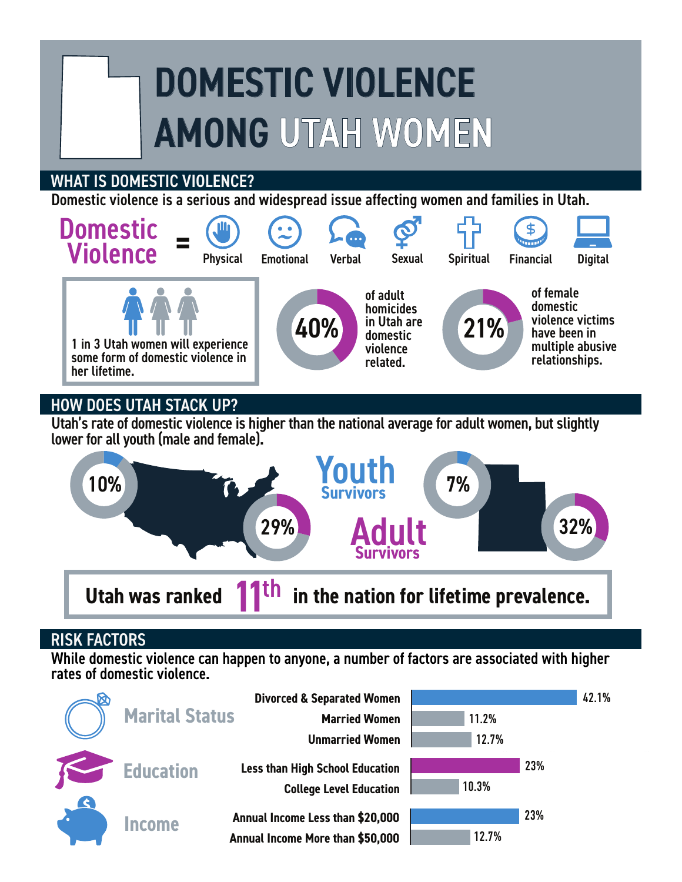# DOMESTIC VIOLENCE AMONG UTAH WOMEN

## WHAT IS DOMESTIC VIOLENCE?

Domestic violence is a serious and widespread issue affecting women and families in Utah.

**Domestic Violence** = Physical, Emotional, Verbal, Sexual, Spiritual, Financial, Digital

1 in 3 Utah women will experience some form of domestic violence in her lifetime.

**40%** of adult homicides in Utah are domestic violence related.

**21%** of female domestic violence victims have been in multiple abusive relationships.

## HOW DOES UTAH STACK UP?

Utah's rate of domestic violence is higher than the national average for adult women, but slightly lower for all youth (male and female).

| | United States | Utah |
|---|---|---|
| Youth Survivors | 10% | 7% |
| Adult Survivors | 29% | 32% |

**Utah was ranked 11th in the nation for lifetime prevalence.**

## RISK FACTORS

While domestic violence can happen to anyone, a number of factors are associated with higher rates of domestic violence.

| Risk Factor | Group | Rate |
|---|---|---|
| Marital Status | Divorced & Separated Women | 42.1% |
| | Married Women | 11.2% |
| | Unmarried Women | 12.7% |
| Education | Less than High School Education | 23% |
| | College Level Education | 10.3% |
| Income | Annual Income Less than $20,000 | 23% |
| | Annual Income More than $50,000 | 12.7% |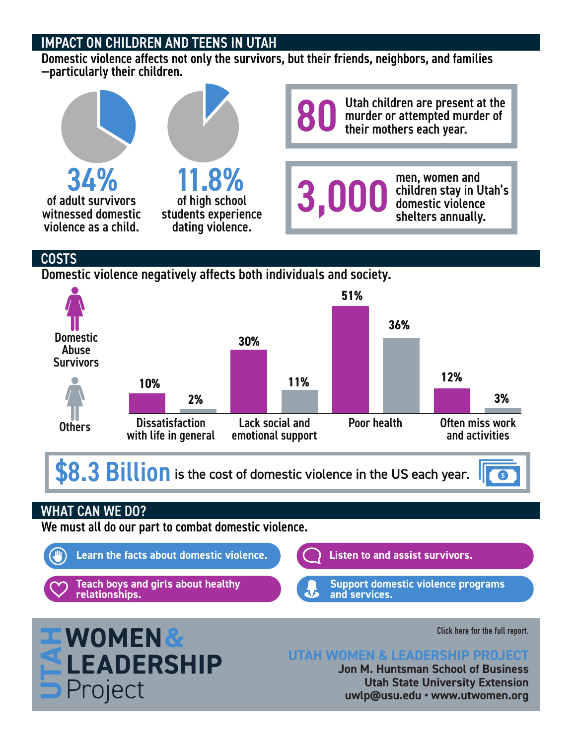## IMPACT ON CHILDREN AND TEENS IN UTAH

**Domestic violence affects not only the survivors, but their friends, neighbors, and families —particularly their children.**

**34%** of adult survivors witnessed domestic violence as a child.

**11.8%** of high school students experience dating violence.

**80** Utah children are present at the murder or attempted murder of their mothers each year.

**3,000** men, women and children stay in Utah's domestic violence shelters annually.

## COSTS

**Domestic violence negatively affects both individuals and society.**

Domestic Abuse Survivors

Others

Dissatisfaction with life in general: 10%, 2%

Lack social and emotional support: 30%, 11%

Poor health: 51%, 36%

Often miss work and activities: 12%, 3%

**$8.3 Billion** is the cost of domestic violence in the US each year.

## WHAT CAN WE DO?

**We must all do our part to combat domestic violence.**

- Learn the facts about domestic violence.
- Listen to and assist survivors.
- Teach boys and girls about healthy relationships.
- Support domestic violence programs and services.

UTAH WOMEN & LEADERSHIP Project

Click here for the full report.

**UTAH WOMEN & LEADERSHIP PROJECT**
Jon M. Huntsman School of Business
Utah State University Extension
uwlp@usu.edu • www.utwomen.org